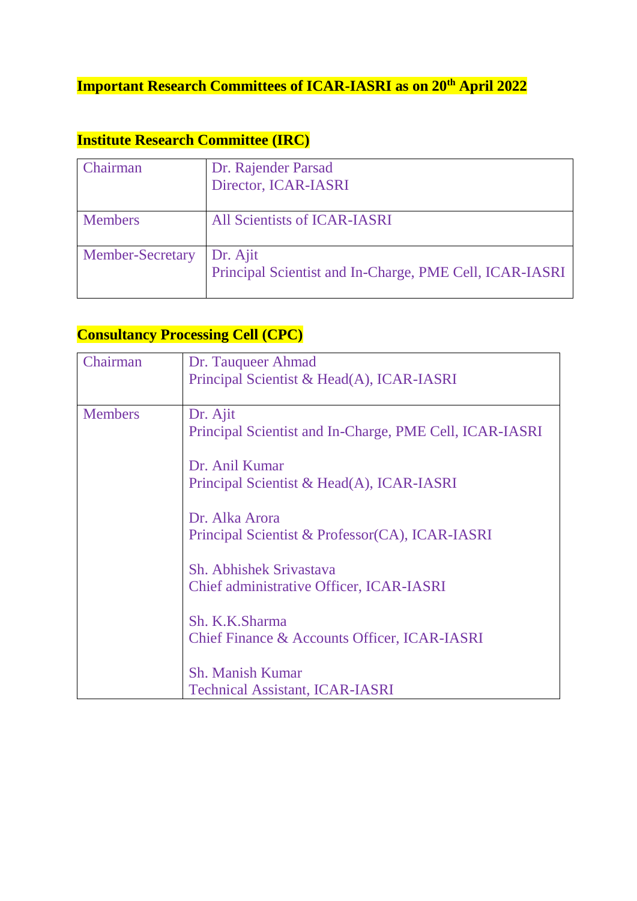# Important Research Committees of ICAR-IASRI as on 20th April 2022

## Institute Research Committee (IRC)

| | |
|---|---|
| Chairman | Dr. Rajender Parsad<br>Director, ICAR-IASRI |
| Members | All Scientists of ICAR-IASRI |
| Member-Secretary | Dr. Ajit<br>Principal Scientist and In-Charge, PME Cell, ICAR-IASRI |

## Consultancy Processing Cell (CPC)

| | |
|---|---|
| Chairman | Dr. Tauqueer Ahmad<br>Principal Scientist & Head(A), ICAR-IASRI |
| Members | Dr. Ajit<br>Principal Scientist and In-Charge, PME Cell, ICAR-IASRI<br><br>Dr. Anil Kumar<br>Principal Scientist & Head(A), ICAR-IASRI<br><br>Dr. Alka Arora<br>Principal Scientist & Professor(CA), ICAR-IASRI<br><br>Sh. Abhishek Srivastava<br>Chief administrative Officer, ICAR-IASRI<br><br>Sh. K.K.Sharma<br>Chief Finance & Accounts Officer, ICAR-IASRI<br><br>Sh. Manish Kumar<br>Technical Assistant, ICAR-IASRI |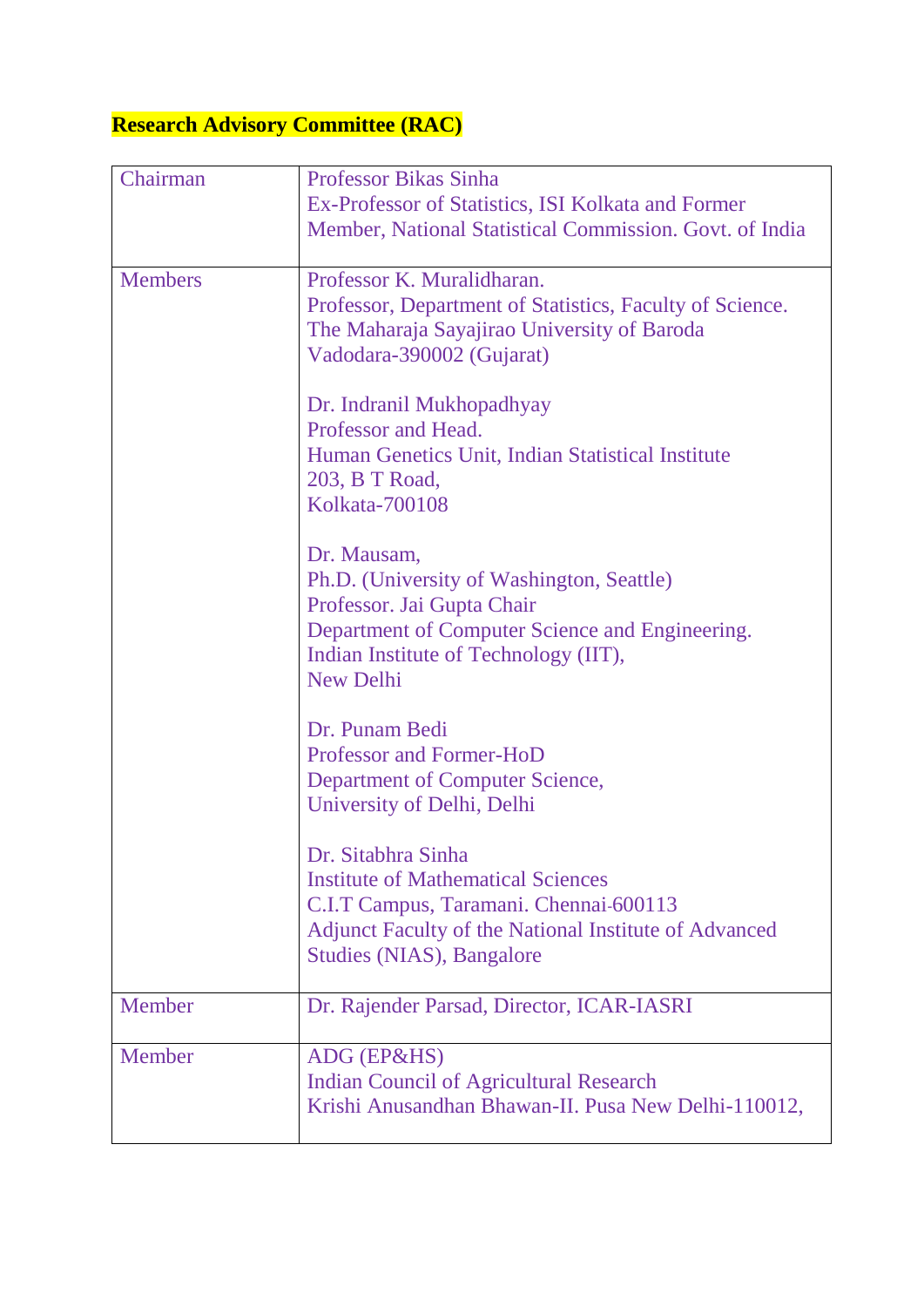**Research Advisory Committee (RAC)**

| | |
|---|---|
| Chairman | Professor Bikas Sinha<br>Ex-Professor of Statistics, ISI Kolkata and Former Member, National Statistical Commission. Govt. of India |
| Members | Professor K. Muralidharan.<br>Professor, Department of Statistics, Faculty of Science.<br>The Maharaja Sayajirao University of Baroda<br>Vadodara-390002 (Gujarat)<br><br>Dr. Indranil Mukhopadhyay<br>Professor and Head.<br>Human Genetics Unit, Indian Statistical Institute<br>203, B T Road,<br>Kolkata-700108<br><br>Dr. Mausam,<br>Ph.D. (University of Washington, Seattle)<br>Professor. Jai Gupta Chair<br>Department of Computer Science and Engineering.<br>Indian Institute of Technology (IIT),<br>New Delhi<br><br>Dr. Punam Bedi<br>Professor and Former-HoD<br>Department of Computer Science,<br>University of Delhi, Delhi<br><br>Dr. Sitabhra Sinha<br>Institute of Mathematical Sciences<br>C.I.T Campus, Taramani. Chennai-600113<br>Adjunct Faculty of the National Institute of Advanced Studies (NIAS), Bangalore |
| Member | Dr. Rajender Parsad, Director, ICAR-IASRI |
| Member | ADG (EP&HS)<br>Indian Council of Agricultural Research<br>Krishi Anusandhan Bhawan-II. Pusa New Delhi-110012, |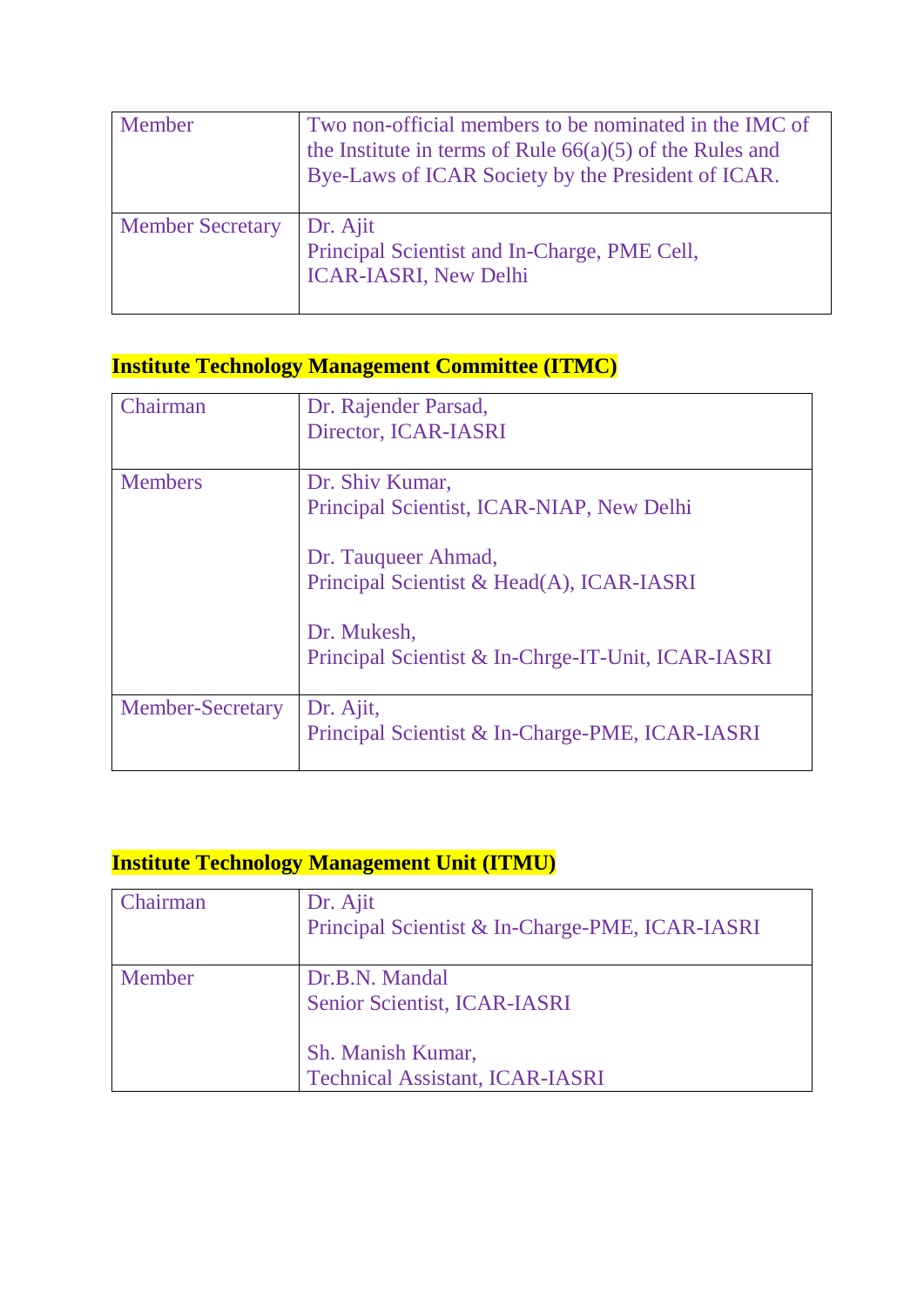| Member | Two non-official members to be nominated in the IMC of the Institute in terms of Rule 66(a)(5) of the Rules and Bye-Laws of ICAR Society by the President of ICAR. |
|---|---|
| Member Secretary | Dr. Ajit<br>Principal Scientist and In-Charge, PME Cell,<br>ICAR-IASRI, New Delhi |

## Institute Technology Management Committee (ITMC)

| Chairman | Dr. Rajender Parsad,<br>Director, ICAR-IASRI |
|---|---|
| Members | Dr. Shiv Kumar,<br>Principal Scientist, ICAR-NIAP, New Delhi<br><br>Dr. Tauqueer Ahmad,<br>Principal Scientist & Head(A), ICAR-IASRI<br><br>Dr. Mukesh,<br>Principal Scientist & In-Chrge-IT-Unit, ICAR-IASRI |
| Member-Secretary | Dr. Ajit,<br>Principal Scientist & In-Charge-PME, ICAR-IASRI |

## Institute Technology Management Unit (ITMU)

| Chairman | Dr. Ajit<br>Principal Scientist & In-Charge-PME, ICAR-IASRI |
|---|---|
| Member | Dr.B.N. Mandal<br>Senior Scientist, ICAR-IASRI<br><br>Sh. Manish Kumar,<br>Technical Assistant, ICAR-IASRI |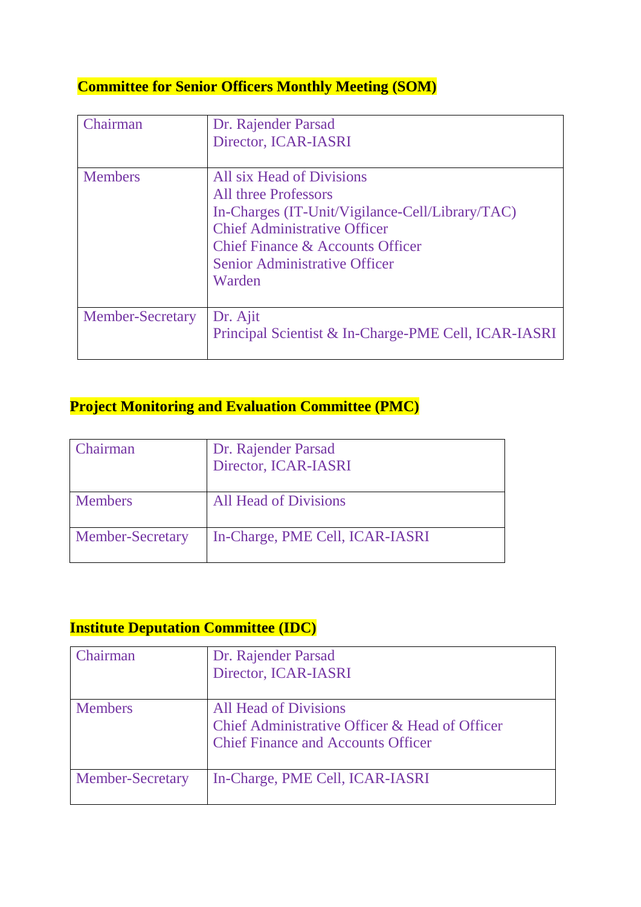**Committee for Senior Officers Monthly Meeting (SOM)**

| | |
|---|---|
| Chairman | Dr. Rajender Parsad<br>Director, ICAR-IASRI |
| Members | All six Head of Divisions<br>All three Professors<br>In-Charges (IT-Unit/Vigilance-Cell/Library/TAC)<br>Chief Administrative Officer<br>Chief Finance & Accounts Officer<br>Senior Administrative Officer<br>Warden |
| Member-Secretary | Dr. Ajit<br>Principal Scientist & In-Charge-PME Cell, ICAR-IASRI |

**Project Monitoring and Evaluation Committee (PMC)**

| | |
|---|---|
| Chairman | Dr. Rajender Parsad<br>Director, ICAR-IASRI |
| Members | All Head of Divisions |
| Member-Secretary | In-Charge, PME Cell, ICAR-IASRI |

**Institute Deputation Committee (IDC)**

| | |
|---|---|
| Chairman | Dr. Rajender Parsad<br>Director, ICAR-IASRI |
| Members | All Head of Divisions<br>Chief Administrative Officer & Head of Officer<br>Chief Finance and Accounts Officer |
| Member-Secretary | In-Charge, PME Cell, ICAR-IASRI |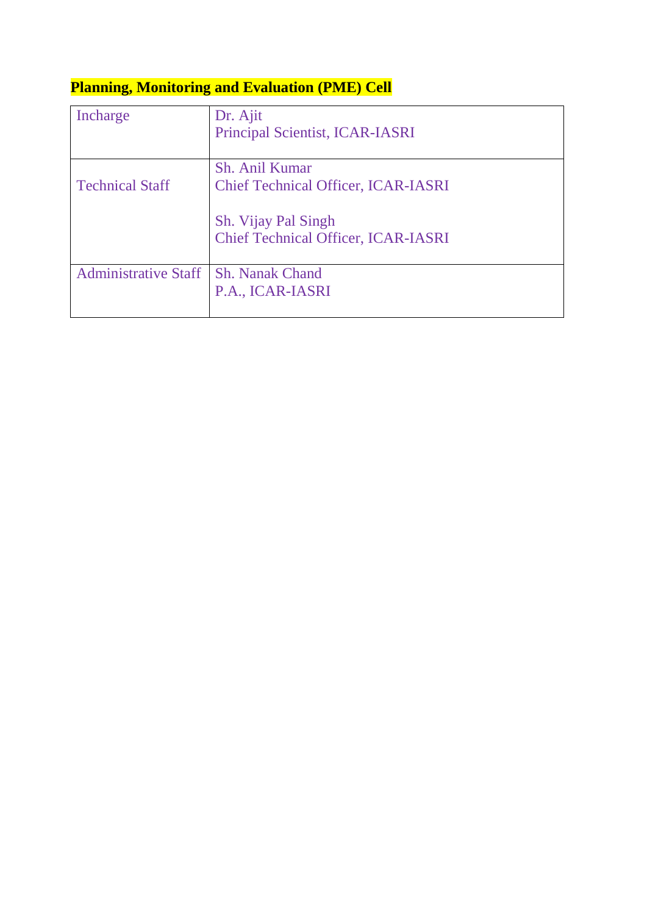**Planning, Monitoring and Evaluation (PME) Cell**

| | |
|---|---|
| Incharge | Dr. Ajit<br>Principal Scientist, ICAR-IASRI |
| Technical Staff | Sh. Anil Kumar<br>Chief Technical Officer, ICAR-IASRI<br><br>Sh. Vijay Pal Singh<br>Chief Technical Officer, ICAR-IASRI |
| Administrative Staff | Sh. Nanak Chand<br>P.A., ICAR-IASRI |